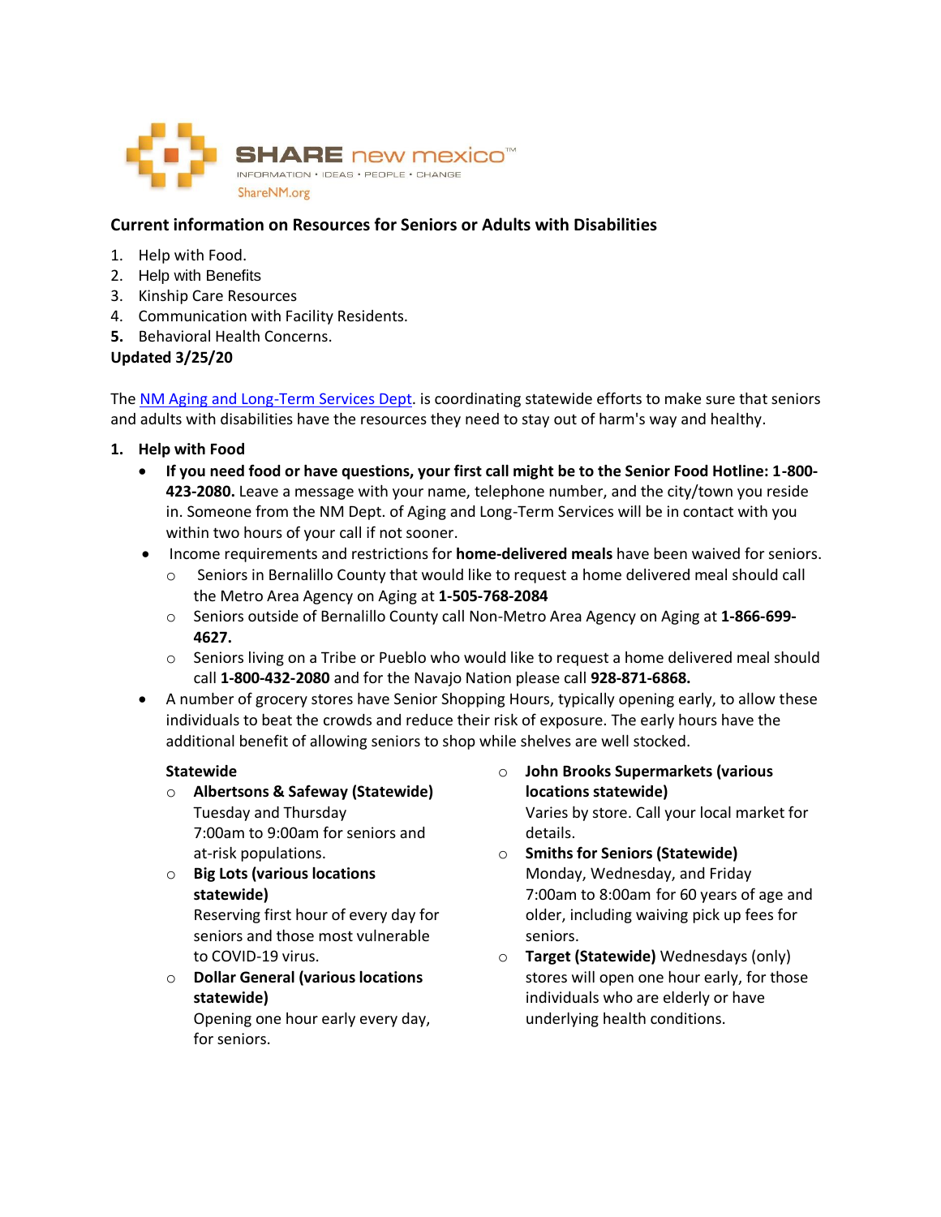SHARE new mexico™

INFORMATION • IDEAS • PEOPLE • CHANGE

ShareNM.org

## Current information on Resources for Seniors or Adults with Disabilities

1. Help with Food.
2. Help with Benefits
3. Kinship Care Resources
4. Communication with Facility Residents.
5. Behavioral Health Concerns.

**Updated 3/25/20**

The NM Aging and Long-Term Services Dept. is coordinating statewide efforts to make sure that seniors and adults with disabilities have the resources they need to stay out of harm's way and healthy.

### 1. Help with Food

- **If you need food or have questions, your first call might be to the Senior Food Hotline: 1-800-423-2080.** Leave a message with your name, telephone number, and the city/town you reside in. Someone from the NM Dept. of Aging and Long-Term Services will be in contact with you within two hours of your call if not sooner.
- Income requirements and restrictions for **home-delivered meals** have been waived for seniors.
  - Seniors in Bernalillo County that would like to request a home delivered meal should call the Metro Area Agency on Aging at **1-505-768-2084**
  - Seniors outside of Bernalillo County call Non-Metro Area Agency on Aging at **1-866-699-4627.**
  - Seniors living on a Tribe or Pueblo who would like to request a home delivered meal should call **1-800-432-2080** and for the Navajo Nation please call **928-871-6868.**
- A number of grocery stores have Senior Shopping Hours, typically opening early, to allow these individuals to beat the crowds and reduce their risk of exposure. The early hours have the additional benefit of allowing seniors to shop while shelves are well stocked.

  **Statewide**

  - **Albertsons & Safeway (Statewide)**
    Tuesday and Thursday
    7:00am to 9:00am for seniors and at-risk populations.
  - **Big Lots (various locations statewide)**
    Reserving first hour of every day for seniors and those most vulnerable to COVID-19 virus.
  - **Dollar General (various locations statewide)**
    Opening one hour early every day, for seniors.
  - **John Brooks Supermarkets (various locations statewide)**
    Varies by store. Call your local market for details.
  - **Smiths for Seniors (Statewide)**
    Monday, Wednesday, and Friday
    7:00am to 8:00am for 60 years of age and older, including waiving pick up fees for seniors.
  - **Target (Statewide)** Wednesdays (only) stores will open one hour early, for those individuals who are elderly or have underlying health conditions.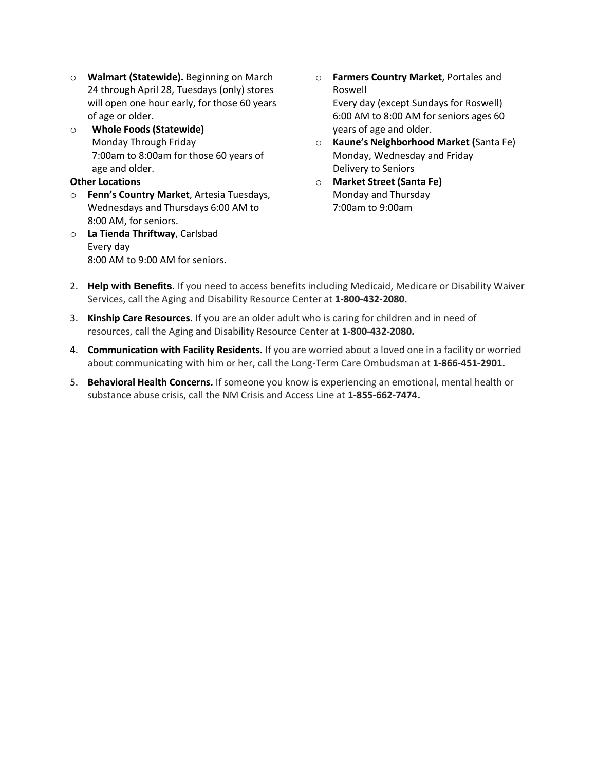- **Walmart (Statewide).** Beginning on March 24 through April 28, Tuesdays (only) stores will open one hour early, for those 60 years of age or older.
- **Whole Foods (Statewide)**
  Monday Through Friday
  7:00am to 8:00am for those 60 years of age and older.

**Other Locations**

- **Fenn's Country Market**, Artesia Tuesdays, Wednesdays and Thursdays 6:00 AM to 8:00 AM, for seniors.
- **La Tienda Thriftway**, Carlsbad
  Every day
  8:00 AM to 9:00 AM for seniors.
- **Farmers Country Market**, Portales and Roswell
  Every day (except Sundays for Roswell)
  6:00 AM to 8:00 AM for seniors ages 60 years of age and older.
- **Kaune's Neighborhood Market (**Santa Fe)
  Monday, Wednesday and Friday
  Delivery to Seniors
- **Market Street (Santa Fe)**
  Monday and Thursday
  7:00am to 9:00am

2. **Help with Benefits.** If you need to access benefits including Medicaid, Medicare or Disability Waiver Services, call the Aging and Disability Resource Center at **1-800-432-2080.**
3. **Kinship Care Resources.** If you are an older adult who is caring for children and in need of resources, call the Aging and Disability Resource Center at **1-800-432-2080.**
4. **Communication with Facility Residents.** If you are worried about a loved one in a facility or worried about communicating with him or her, call the Long-Term Care Ombudsman at **1-866-451-2901.**
5. **Behavioral Health Concerns.** If someone you know is experiencing an emotional, mental health or substance abuse crisis, call the NM Crisis and Access Line at **1-855-662-7474.**